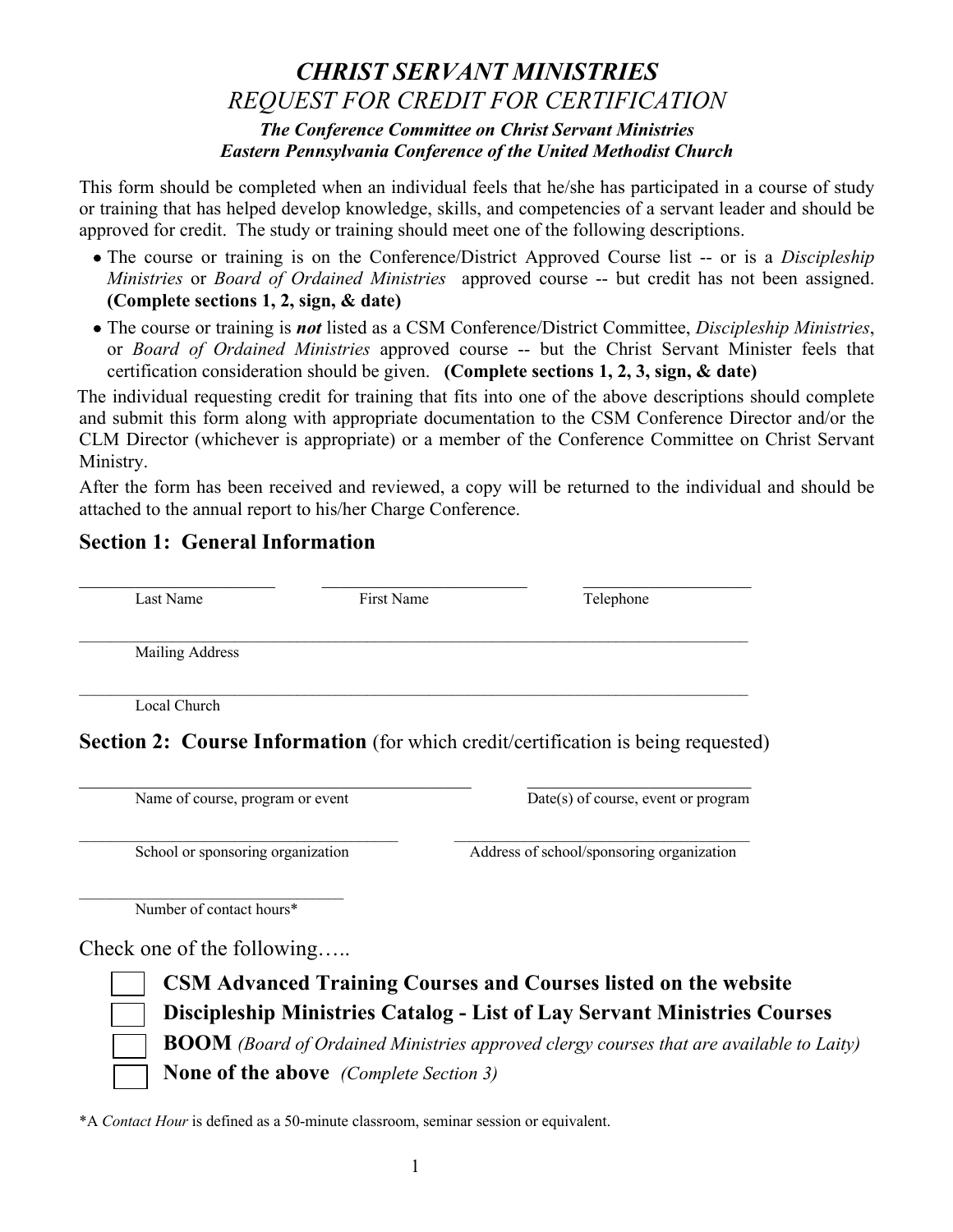# *CHRIST SERVANT MINISTRIES*

## *REQUEST FOR CREDIT FOR CERTIFICATION*

***The Conference Committee on Christ Servant Ministries***
***Eastern Pennsylvania Conference of the United Methodist Church***

This form should be completed when an individual feels that he/she has participated in a course of study or training that has helped develop knowledge, skills, and competencies of a servant leader and should be approved for credit. The study or training should meet one of the following descriptions.

- The course or training is on the Conference/District Approved Course list -- or is a *Discipleship Ministries* or *Board of Ordained Ministries* approved course -- but credit has not been assigned. **(Complete sections 1, 2, sign, & date)**
- The course or training is ***not*** listed as a CSM Conference/District Committee, *Discipleship Ministries*, or *Board of Ordained Ministries* approved course -- but the Christ Servant Minister feels that certification consideration should be given. **(Complete sections 1, 2, 3, sign, & date)**

The individual requesting credit for training that fits into one of the above descriptions should complete and submit this form along with appropriate documentation to the CSM Conference Director and/or the CLM Director (whichever is appropriate) or a member of the Conference Committee on Christ Servant Ministry.

After the form has been received and reviewed, a copy will be returned to the individual and should be attached to the annual report to his/her Charge Conference.

## Section 1: General Information

\_\_\_\_\_\_\_\_\_\_\_\_\_\_\_\_\_\_\_\_ \_\_\_\_\_\_\_\_\_\_\_\_\_\_\_\_\_\_\_\_ \_\_\_\_\_\_\_\_\_\_\_\_\_\_\_\_\_\_\_\_
Last Name First Name Telephone

\_\_\_\_\_\_\_\_\_\_\_\_\_\_\_\_\_\_\_\_\_\_\_\_\_\_\_\_\_\_\_\_\_\_\_\_\_\_\_\_\_\_\_\_\_\_\_\_\_\_\_\_\_\_\_\_\_\_\_\_
Mailing Address

\_\_\_\_\_\_\_\_\_\_\_\_\_\_\_\_\_\_\_\_\_\_\_\_\_\_\_\_\_\_\_\_\_\_\_\_\_\_\_\_\_\_\_\_\_\_\_\_\_\_\_\_\_\_\_\_\_\_\_\_
Local Church

## Section 2: Course Information (for which credit/certification is being requested)

\_\_\_\_\_\_\_\_\_\_\_\_\_\_\_\_\_\_\_\_\_\_\_\_\_\_\_\_\_\_\_\_\_\_\_\_ \_\_\_\_\_\_\_\_\_\_\_\_\_\_\_\_\_\_\_\_\_\_\_\_
Name of course, program or event Date(s) of course, event or program

\_\_\_\_\_\_\_\_\_\_\_\_\_\_\_\_\_\_\_\_\_\_\_\_\_\_\_\_\_\_ \_\_\_\_\_\_\_\_\_\_\_\_\_\_\_\_\_\_\_\_\_\_\_\_\_\_\_\_\_\_
School or sponsoring organization Address of school/sponsoring organization

\_\_\_\_\_\_\_\_\_\_\_\_\_\_\_\_\_\_\_\_\_\_\_\_\_\_
Number of contact hours*

Check one of the following…..

- ☐ **CSM Advanced Training Courses and Courses listed on the website**
- ☐ **Discipleship Ministries Catalog - List of Lay Servant Ministries Courses**
- ☐ **BOOM** *(Board of Ordained Ministries approved clergy courses that are available to Laity)*
- ☐ **None of the above** *(Complete Section 3)*

*A *Contact Hour* is defined as a 50-minute classroom, seminar session or equivalent.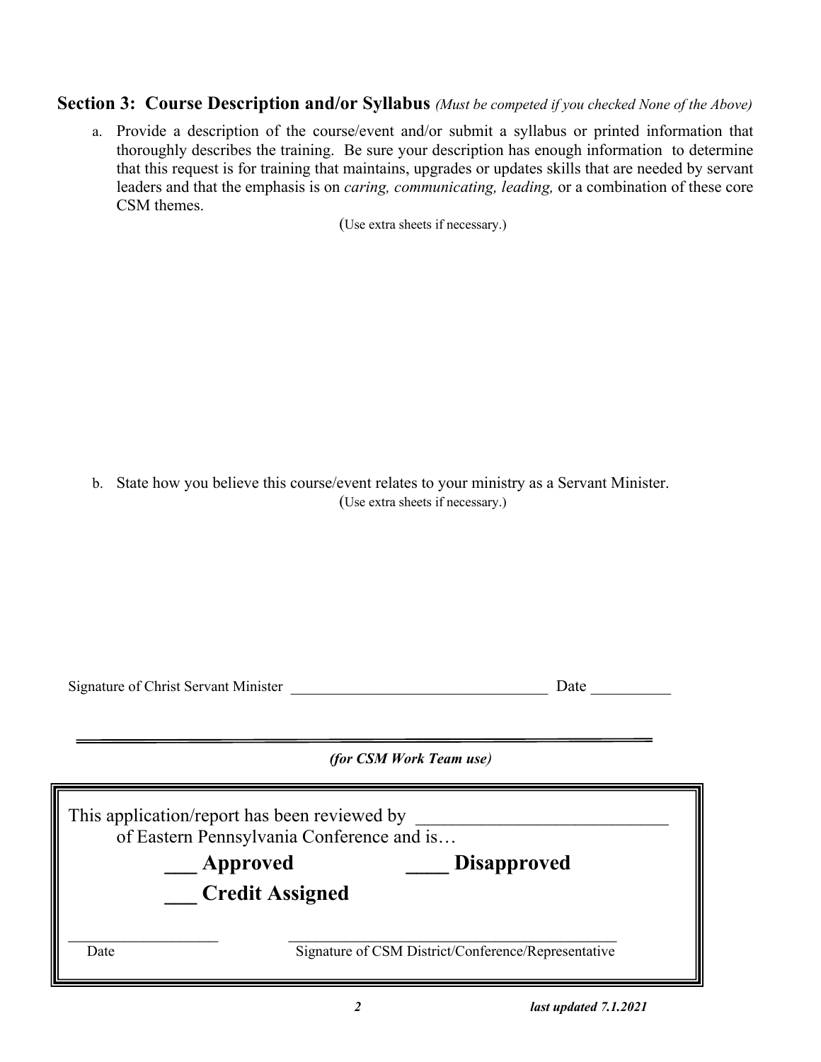## Section 3: Course Description and/or Syllabus *(Must be competed if you checked None of the Above)*

a. Provide a description of the course/event and/or submit a syllabus or printed information that thoroughly describes the training. Be sure your description has enough information to determine that this request is for training that maintains, upgrades or updates skills that are needed by servant leaders and that the emphasis is on *caring, communicating, leading,* or a combination of these core CSM themes.

(Use extra sheets if necessary.)

b. State how you believe this course/event relates to your ministry as a Servant Minister.

(Use extra sheets if necessary.)

Signature of Christ Servant Minister ________________________________ Date __________

---

***(for CSM Work Team use)***

This application/report has been reviewed by ___________________________ of Eastern Pennsylvania Conference and is…

**___ Approved** **____ Disapproved**

**___ Credit Assigned**

__________________ ________________________________________

Date Signature of CSM District/Conference/Representative

***last updated 7.1.2021***